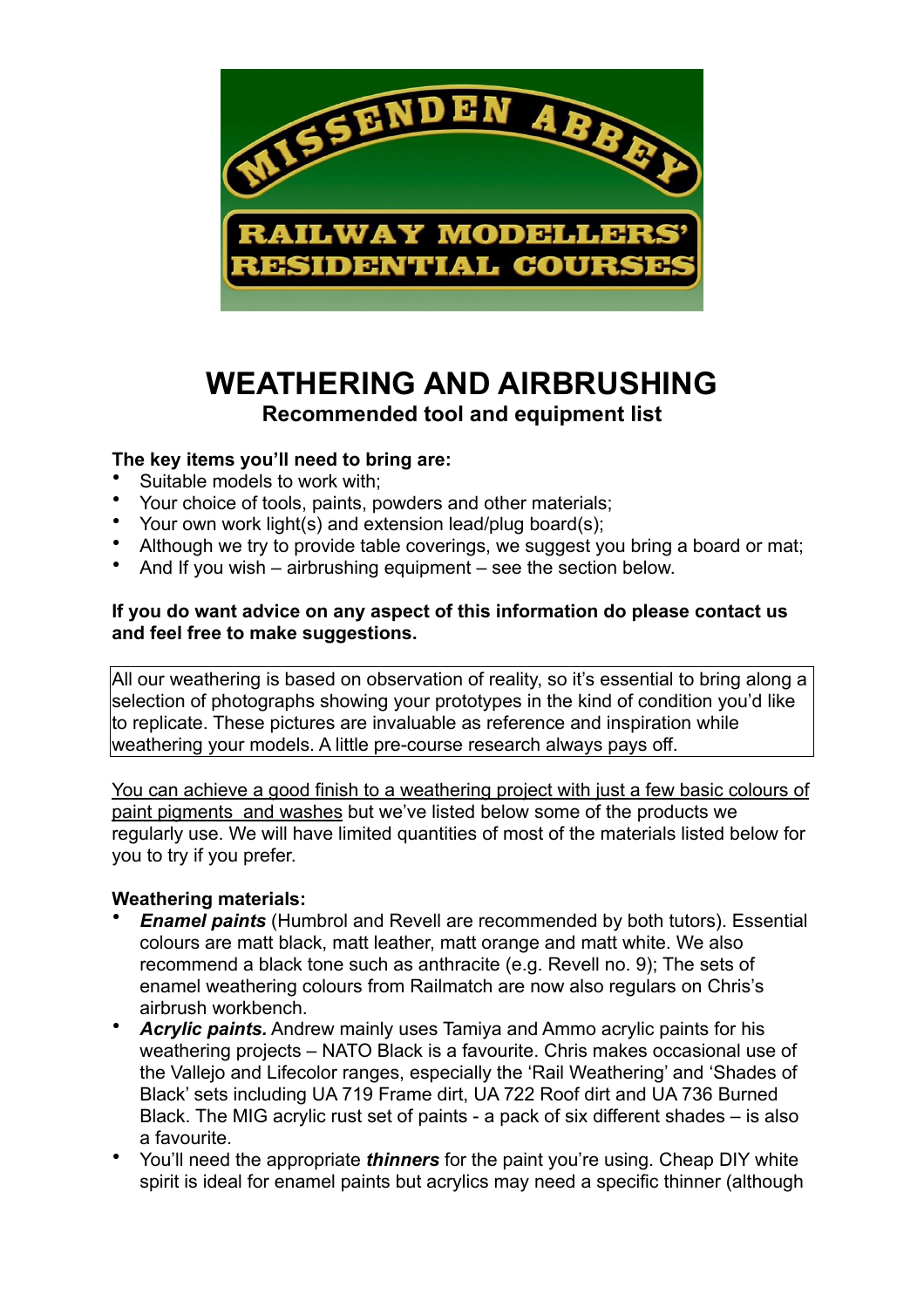MISSENDEN ABBEY

RAILWAY MODELLERS' RESIDENTIAL COURSES

# WEATHERING AND AIRBRUSHING

## Recommended tool and equipment list

**The key items you'll need to bring are:**

- Suitable models to work with;
- Your choice of tools, paints, powders and other materials;
- Your own work light(s) and extension lead/plug board(s);
- Although we try to provide table coverings, we suggest you bring a board or mat;
- And If you wish – airbrushing equipment – see the section below.

**If you do want advice on any aspect of this information do please contact us and feel free to make suggestions.**

All our weathering is based on observation of reality, so it's essential to bring along a selection of photographs showing your prototypes in the kind of condition you'd like to replicate. These pictures are invaluable as reference and inspiration while weathering your models. A little pre-course research always pays off.

<u>You can achieve a good finish to a weathering project with just a few basic colours of paint pigments  and washes</u> but we've listed below some of the products we regularly use. We will have limited quantities of most of the materials listed below for you to try if you prefer.

**Weathering materials:**

- ***Enamel paints*** (Humbrol and Revell are recommended by both tutors). Essential colours are matt black, matt leather, matt orange and matt white. We also recommend a black tone such as anthracite (e.g. Revell no. 9); The sets of enamel weathering colours from Railmatch are now also regulars on Chris's airbrush workbench.
- ***Acrylic paints.*** Andrew mainly uses Tamiya and Ammo acrylic paints for his weathering projects – NATO Black is a favourite. Chris makes occasional use of the Vallejo and Lifecolor ranges, especially the 'Rail Weathering' and 'Shades of Black' sets including UA 719 Frame dirt, UA 722 Roof dirt and UA 736 Burned Black. The MIG acrylic rust set of paints - a pack of six different shades – is also a favourite.
- You'll need the appropriate ***thinners*** for the paint you're using. Cheap DIY white spirit is ideal for enamel paints but acrylics may need a specific thinner (although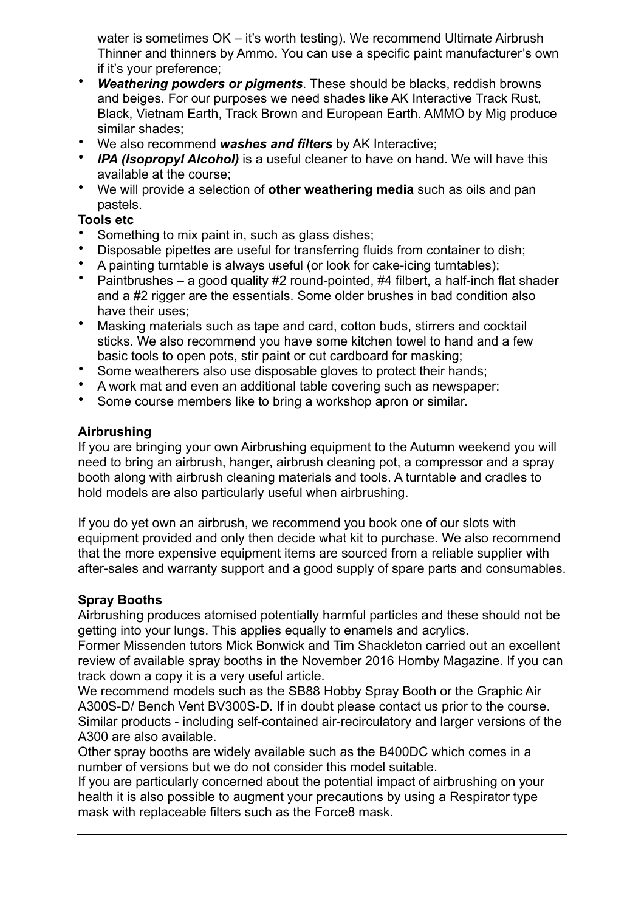water is sometimes OK – it's worth testing). We recommend Ultimate Airbrush Thinner and thinners by Ammo. You can use a specific paint manufacturer's own if it's your preference;

- ***Weathering powders or pigments***. These should be blacks, reddish browns and beiges. For our purposes we need shades like AK Interactive Track Rust, Black, Vietnam Earth, Track Brown and European Earth. AMMO by Mig produce similar shades;
- We also recommend ***washes and filters*** by AK Interactive;
- ***IPA (Isopropyl Alcohol)*** is a useful cleaner to have on hand. We will have this available at the course;
- We will provide a selection of **other weathering media** such as oils and pan pastels.

**Tools etc**

- Something to mix paint in, such as glass dishes;
- Disposable pipettes are useful for transferring fluids from container to dish;
- A painting turntable is always useful (or look for cake-icing turntables);
- Paintbrushes – a good quality #2 round-pointed, #4 filbert, a half-inch flat shader and a #2 rigger are the essentials. Some older brushes in bad condition also have their uses;
- Masking materials such as tape and card, cotton buds, stirrers and cocktail sticks. We also recommend you have some kitchen towel to hand and a few basic tools to open pots, stir paint or cut cardboard for masking;
- Some weatherers also use disposable gloves to protect their hands;
- A work mat and even an additional table covering such as newspaper:
- Some course members like to bring a workshop apron or similar.

**Airbrushing**

If you are bringing your own Airbrushing equipment to the Autumn weekend you will need to bring an airbrush, hanger, airbrush cleaning pot, a compressor and a spray booth along with airbrush cleaning materials and tools. A turntable and cradles to hold models are also particularly useful when airbrushing.

If you do yet own an airbrush, we recommend you book one of our slots with equipment provided and only then decide what kit to purchase. We also recommend that the more expensive equipment items are sourced from a reliable supplier with after-sales and warranty support and a good supply of spare parts and consumables.

**Spray Booths**

Airbrushing produces atomised potentially harmful particles and these should not be getting into your lungs. This applies equally to enamels and acrylics.

Former Missenden tutors Mick Bonwick and Tim Shackleton carried out an excellent review of available spray booths in the November 2016 Hornby Magazine. If you can track down a copy it is a very useful article.

We recommend models such as the SB88 Hobby Spray Booth or the Graphic Air A300S-D/ Bench Vent BV300S-D. If in doubt please contact us prior to the course.

Similar products - including self-contained air-recirculatory and larger versions of the A300 are also available.

Other spray booths are widely available such as the B400DC which comes in a number of versions but we do not consider this model suitable.

If you are particularly concerned about the potential impact of airbrushing on your health it is also possible to augment your precautions by using a Respirator type mask with replaceable filters such as the Force8 mask.